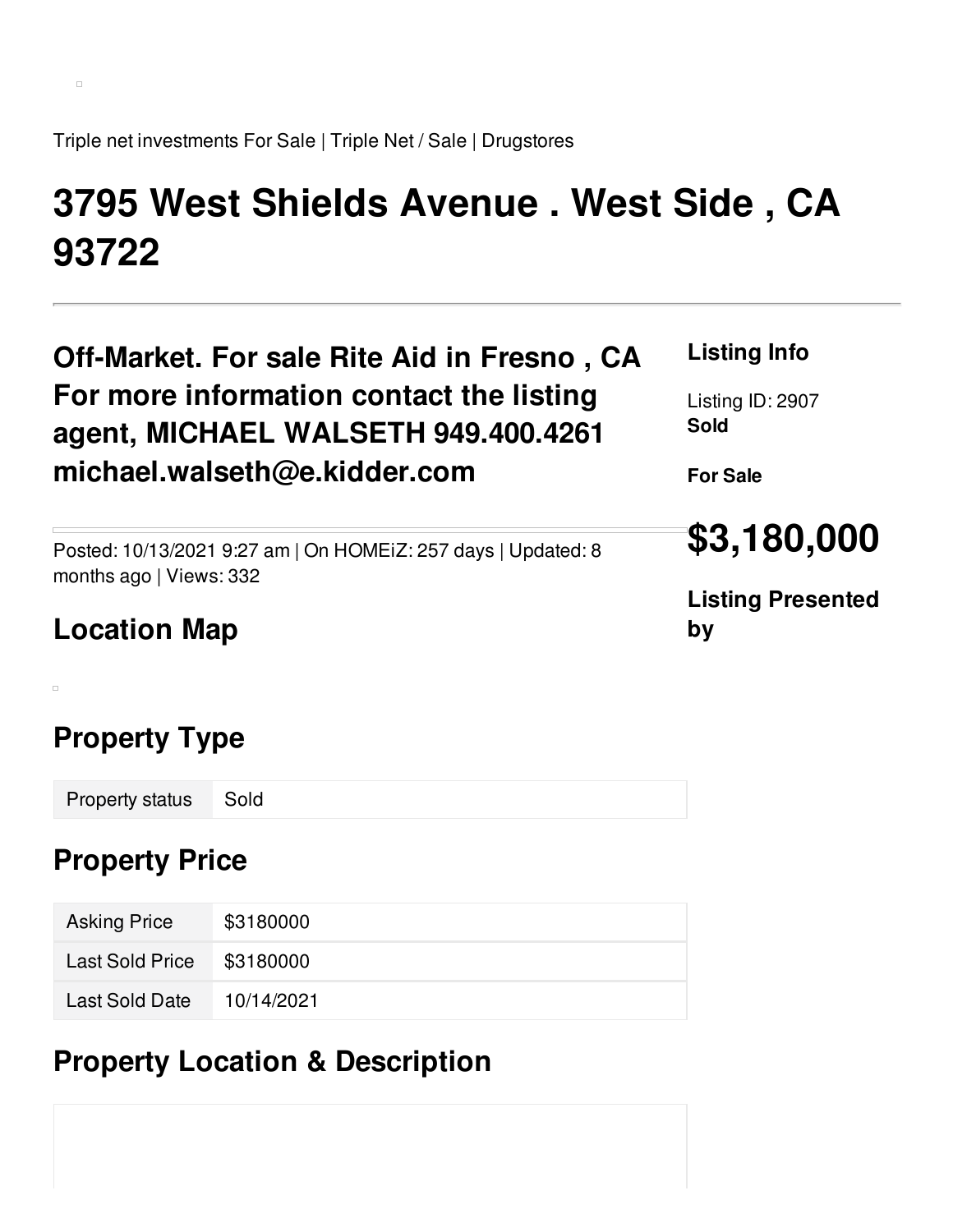Triple net investments For Sale | Triple Net / Sale | Drugstores

# 3795 West Shields Avenue . West Side , CA 93722

## Off-Market. For sale Rite Aid in Fresno , CA For more information contact the listing agent, MICHAEL WALSETH 949.400.4261 michael.walseth@e.kidder.com

Posted: 10/13/2021 9:27 am | On HOMEiZ: 257 days | Updated: 8 months ago | Views: 332

### Listing Info

Listing ID: 2907
**Sold**

**For Sale**

## $3,180,000

### Listing Presented by

## Location Map

## Property Type

| Property status | Sold |
| --- | --- |

## Property Price

| Asking Price | $3180000 |
| --- | --- |
| Last Sold Price | $3180000 |
| Last Sold Date | 10/14/2021 |

## Property Location & Description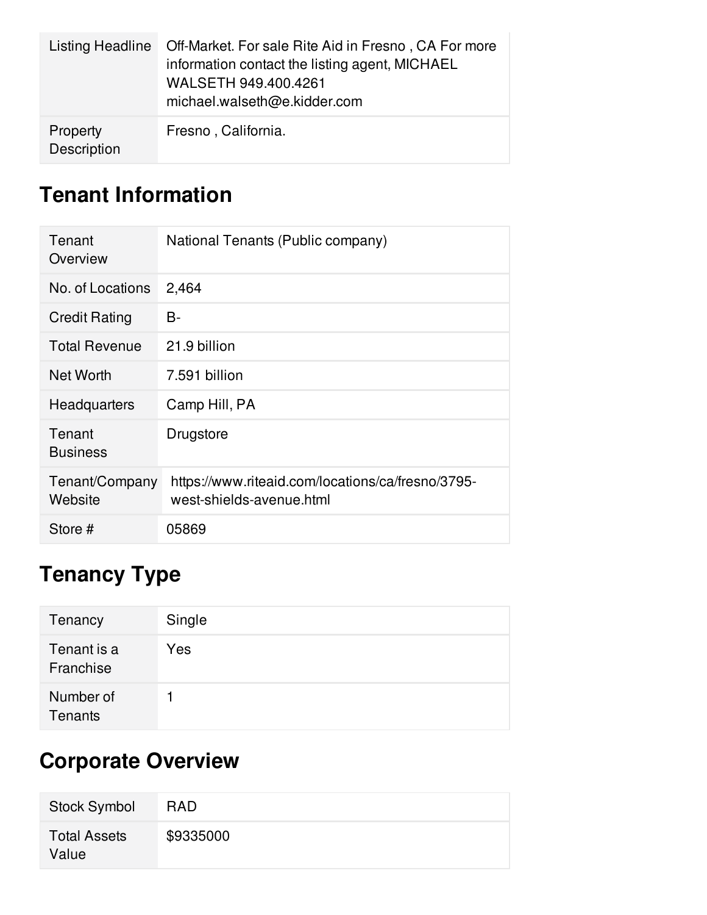| | |
|---|---|
| Listing Headline | Off-Market. For sale Rite Aid in Fresno , CA For more information contact the listing agent, MICHAEL WALSETH 949.400.4261 michael.walseth@e.kidder.com |
| Property Description | Fresno , California. |

## Tenant Information

| | |
|---|---|
| Tenant Overview | National Tenants (Public company) |
| No. of Locations | 2,464 |
| Credit Rating | B- |
| Total Revenue | 21.9 billion |
| Net Worth | 7.591 billion |
| Headquarters | Camp Hill, PA |
| Tenant Business | Drugstore |
| Tenant/Company Website | https://www.riteaid.com/locations/ca/fresno/3795-west-shields-avenue.html |
| Store # | 05869 |

## Tenancy Type

| | |
|---|---|
| Tenancy | Single |
| Tenant is a Franchise | Yes |
| Number of Tenants | 1 |

## Corporate Overview

| | |
|---|---|
| Stock Symbol | RAD |
| Total Assets Value | $9335000 |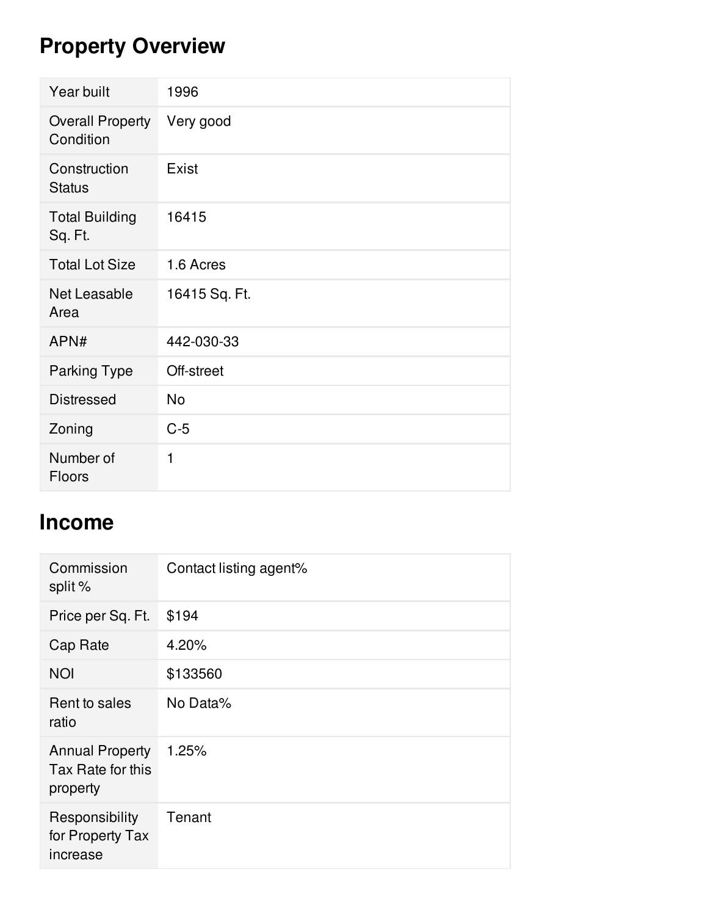## Property Overview

| | |
|---|---|
| Year built | 1996 |
| Overall Property Condition | Very good |
| Construction Status | Exist |
| Total Building Sq. Ft. | 16415 |
| Total Lot Size | 1.6 Acres |
| Net Leasable Area | 16415 Sq. Ft. |
| APN# | 442-030-33 |
| Parking Type | Off-street |
| Distressed | No |
| Zoning | C-5 |
| Number of Floors | 1 |

## Income

| | |
|---|---|
| Commission split % | Contact listing agent% |
| Price per Sq. Ft. | $194 |
| Cap Rate | 4.20% |
| NOI | $133560 |
| Rent to sales ratio | No Data% |
| Annual Property Tax Rate for this property | 1.25% |
| Responsibility for Property Tax increase | Tenant |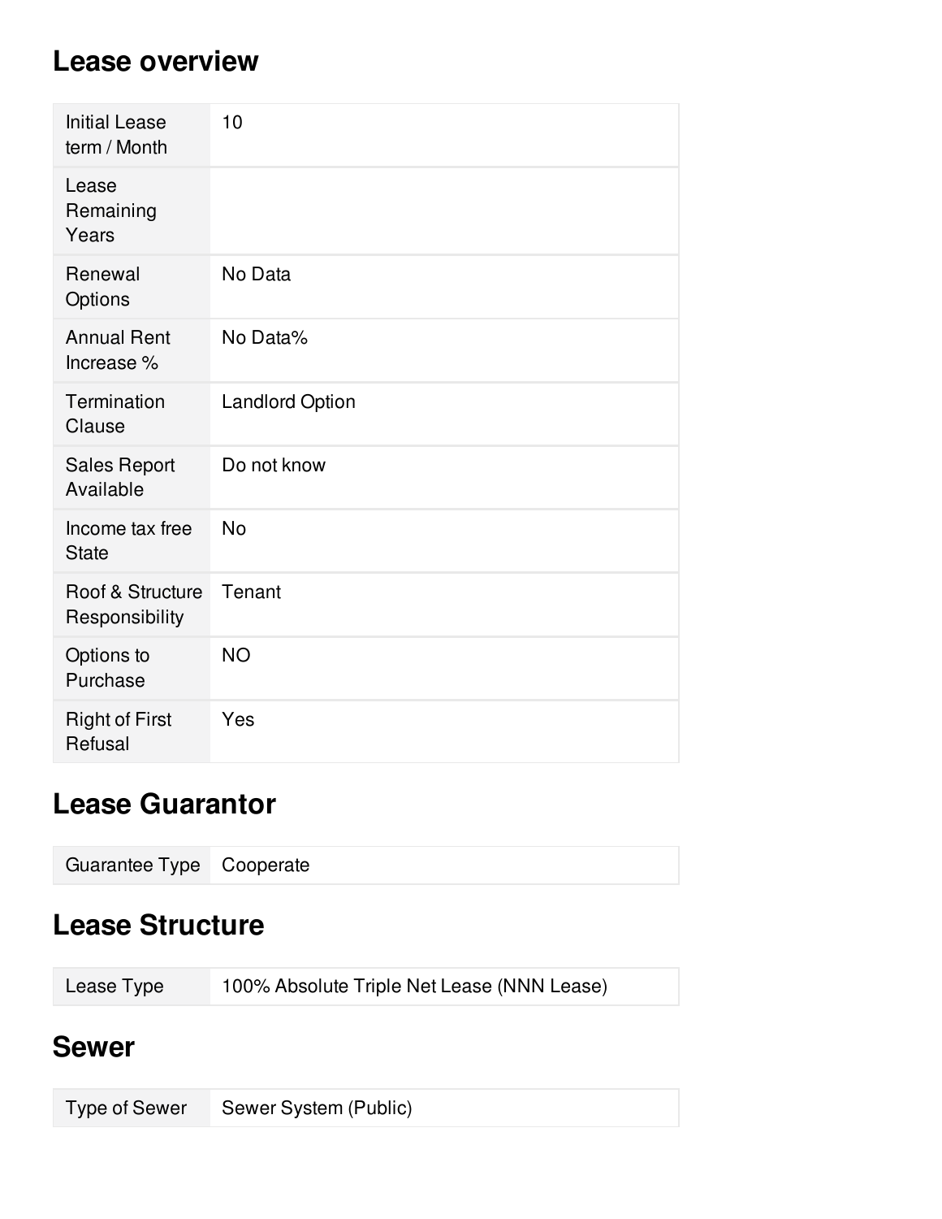## Lease overview

| | |
|---|---|
| Initial Lease term / Month | 10 |
| Lease Remaining Years | |
| Renewal Options | No Data |
| Annual Rent Increase % | No Data% |
| Termination Clause | Landlord Option |
| Sales Report Available | Do not know |
| Income tax free State | No |
| Roof & Structure Responsibility | Tenant |
| Options to Purchase | NO |
| Right of First Refusal | Yes |

## Lease Guarantor

| | |
|---|---|
| Guarantee Type | Cooperate |

## Lease Structure

| | |
|---|---|
| Lease Type | 100% Absolute Triple Net Lease (NNN Lease) |

## Sewer

| | |
|---|---|
| Type of Sewer | Sewer System (Public) |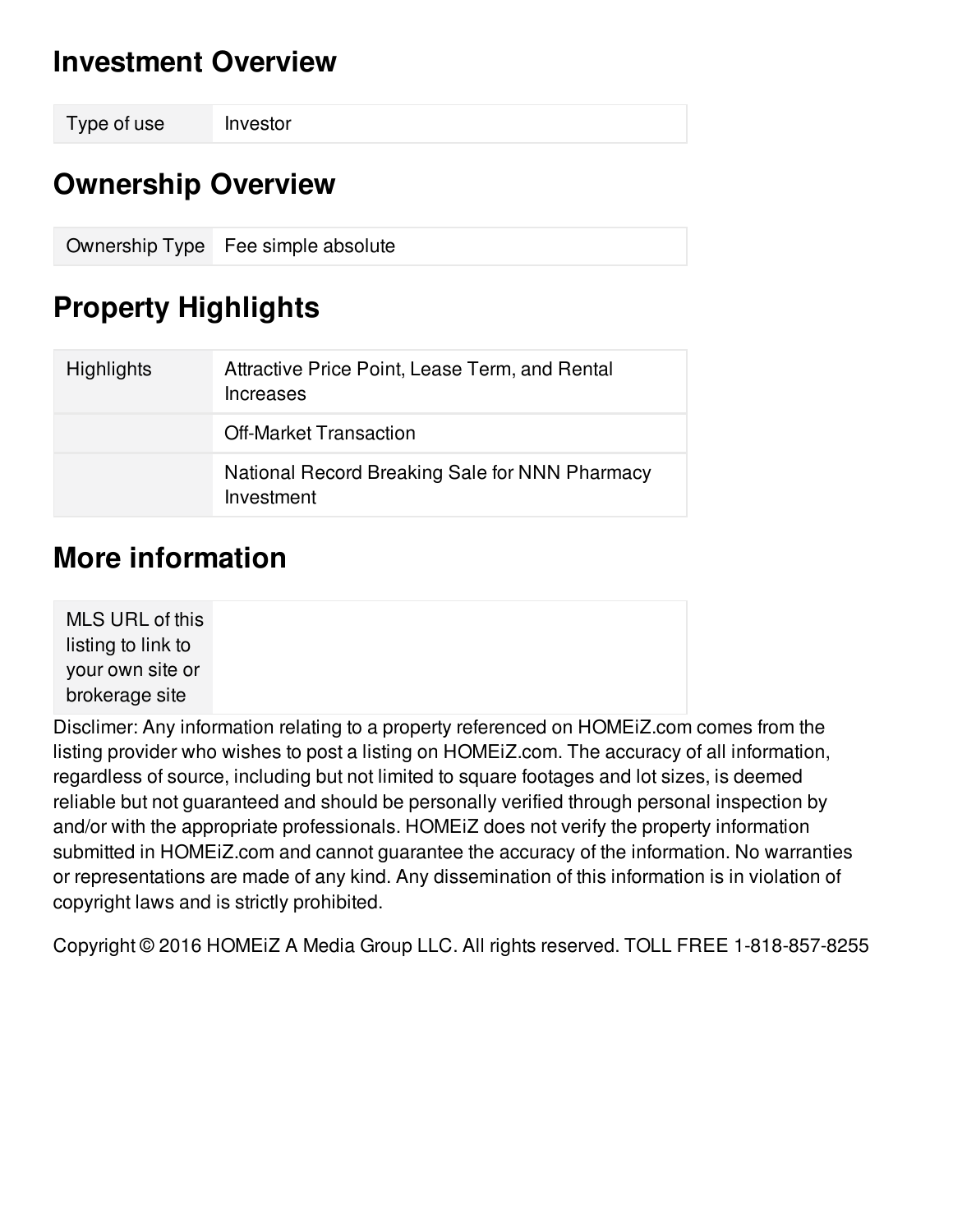## Investment Overview

| | |
|---|---|
| Type of use | Investor |

## Ownership Overview

| | |
|---|---|
| Ownership Type | Fee simple absolute |

## Property Highlights

| | |
|---|---|
| Highlights | Attractive Price Point, Lease Term, and Rental Increases |
| | Off-Market Transaction |
| | National Record Breaking Sale for NNN Pharmacy Investment |

## More information

| | |
|---|---|
| MLS URL of this listing to link to your own site or brokerage site | |

Disclimer: Any information relating to a property referenced on HOMEiZ.com comes from the listing provider who wishes to post a listing on HOMEiZ.com. The accuracy of all information, regardless of source, including but not limited to square footages and lot sizes, is deemed reliable but not guaranteed and should be personally verified through personal inspection by and/or with the appropriate professionals. HOMEiZ does not verify the property information submitted in HOMEiZ.com and cannot guarantee the accuracy of the information. No warranties or representations are made of any kind. Any dissemination of this information is in violation of copyright laws and is strictly prohibited.

Copyright © 2016 HOMEiZ A Media Group LLC. All rights reserved. TOLL FREE 1-818-857-8255